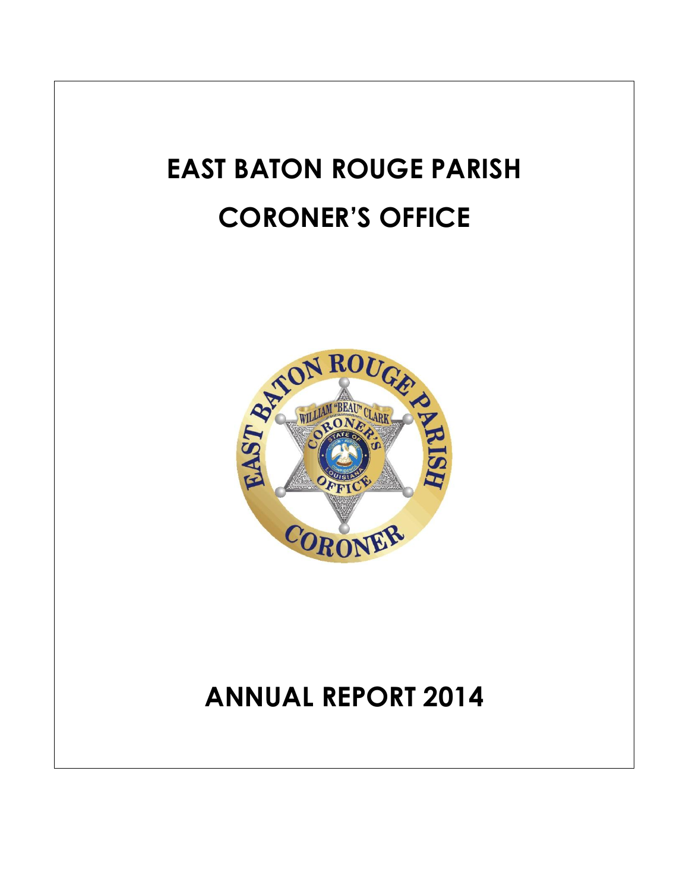# EAST BATON ROUGE PARISH

# CORONER'S OFFICE

# ANNUAL REPORT 2014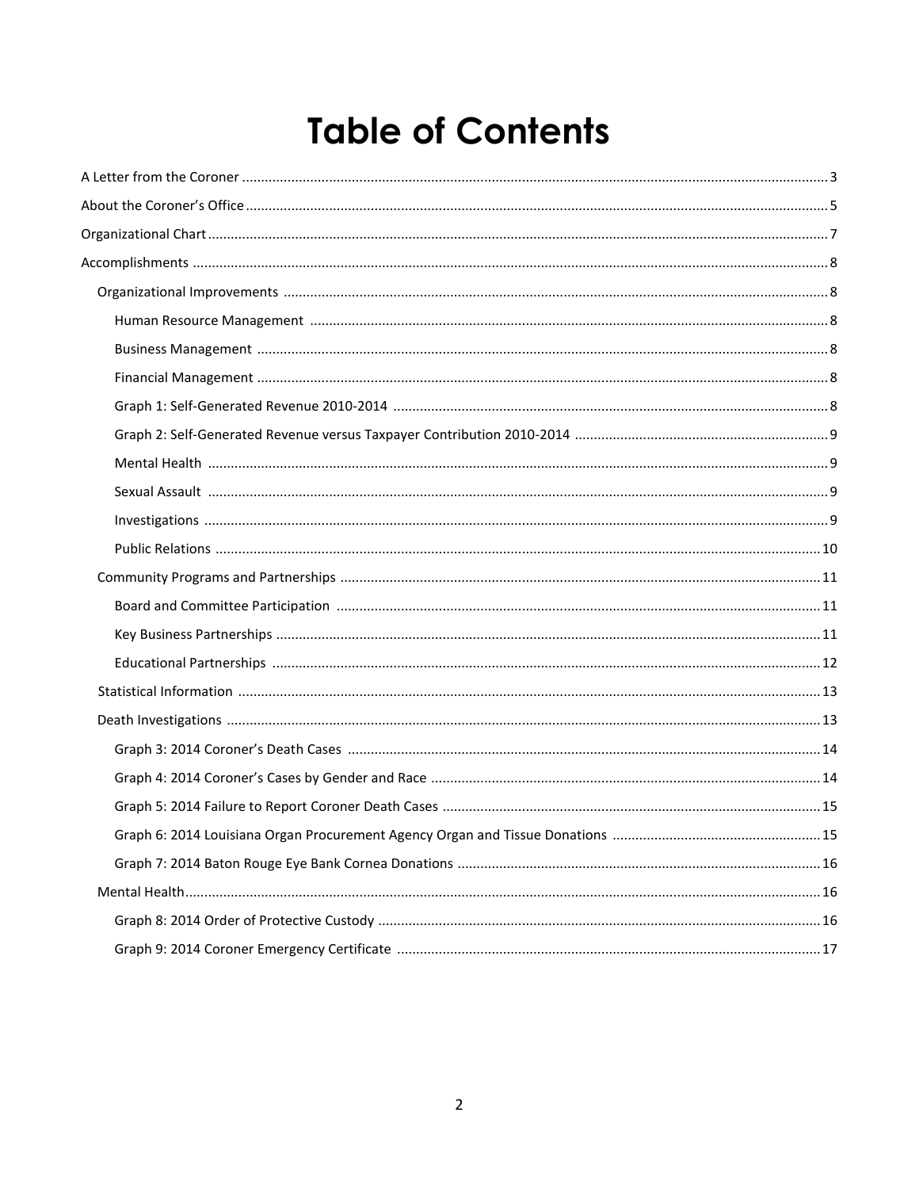# Table of Contents

- A Letter from the Coroner ........ 3
- About the Coroner's Office ........ 5
- Organizational Chart ........ 7
- Accomplishments ........ 8
  - Organizational Improvements ........ 8
    - Human Resource Management ........ 8
    - Business Management ........ 8
    - Financial Management ........ 8
    - Graph 1: Self-Generated Revenue 2010-2014 ........ 8
    - Graph 2: Self-Generated Revenue versus Taxpayer Contribution 2010-2014 ........ 9
    - Mental Health ........ 9
    - Sexual Assault ........ 9
    - Investigations ........ 9
    - Public Relations ........ 10
  - Community Programs and Partnerships ........ 11
    - Board and Committee Participation ........ 11
    - Key Business Partnerships ........ 11
    - Educational Partnerships ........ 12
  - Statistical Information ........ 13
  - Death Investigations ........ 13
    - Graph 3: 2014 Coroner's Death Cases ........ 14
    - Graph 4: 2014 Coroner's Cases by Gender and Race ........ 14
    - Graph 5: 2014 Failure to Report Coroner Death Cases ........ 15
    - Graph 6: 2014 Louisiana Organ Procurement Agency Organ and Tissue Donations ........ 15
    - Graph 7: 2014 Baton Rouge Eye Bank Cornea Donations ........ 16
  - Mental Health ........ 16
    - Graph 8: 2014 Order of Protective Custody ........ 16
    - Graph 9: 2014 Coroner Emergency Certificate ........ 17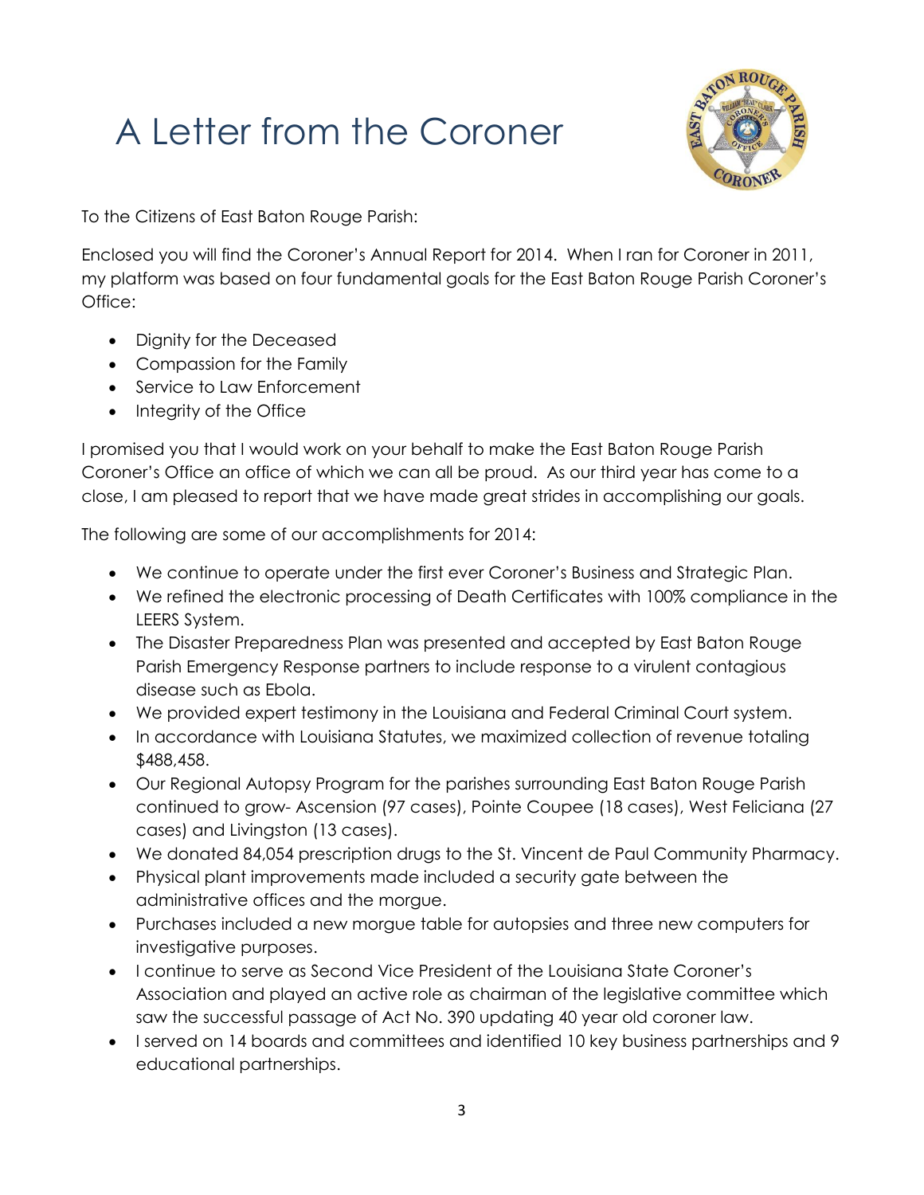# A Letter from the Coroner

To the Citizens of East Baton Rouge Parish:

Enclosed you will find the Coroner's Annual Report for 2014. When I ran for Coroner in 2011, my platform was based on four fundamental goals for the East Baton Rouge Parish Coroner's Office:

- Dignity for the Deceased
- Compassion for the Family
- Service to Law Enforcement
- Integrity of the Office

I promised you that I would work on your behalf to make the East Baton Rouge Parish Coroner's Office an office of which we can all be proud. As our third year has come to a close, I am pleased to report that we have made great strides in accomplishing our goals.

The following are some of our accomplishments for 2014:

- We continue to operate under the first ever Coroner's Business and Strategic Plan.
- We refined the electronic processing of Death Certificates with 100% compliance in the LEERS System.
- The Disaster Preparedness Plan was presented and accepted by East Baton Rouge Parish Emergency Response partners to include response to a virulent contagious disease such as Ebola.
- We provided expert testimony in the Louisiana and Federal Criminal Court system.
- In accordance with Louisiana Statutes, we maximized collection of revenue totaling $488,458.
- Our Regional Autopsy Program for the parishes surrounding East Baton Rouge Parish continued to grow- Ascension (97 cases), Pointe Coupee (18 cases), West Feliciana (27 cases) and Livingston (13 cases).
- We donated 84,054 prescription drugs to the St. Vincent de Paul Community Pharmacy.
- Physical plant improvements made included a security gate between the administrative offices and the morgue.
- Purchases included a new morgue table for autopsies and three new computers for investigative purposes.
- I continue to serve as Second Vice President of the Louisiana State Coroner's Association and played an active role as chairman of the legislative committee which saw the successful passage of Act No. 390 updating 40 year old coroner law.
- I served on 14 boards and committees and identified 10 key business partnerships and 9 educational partnerships.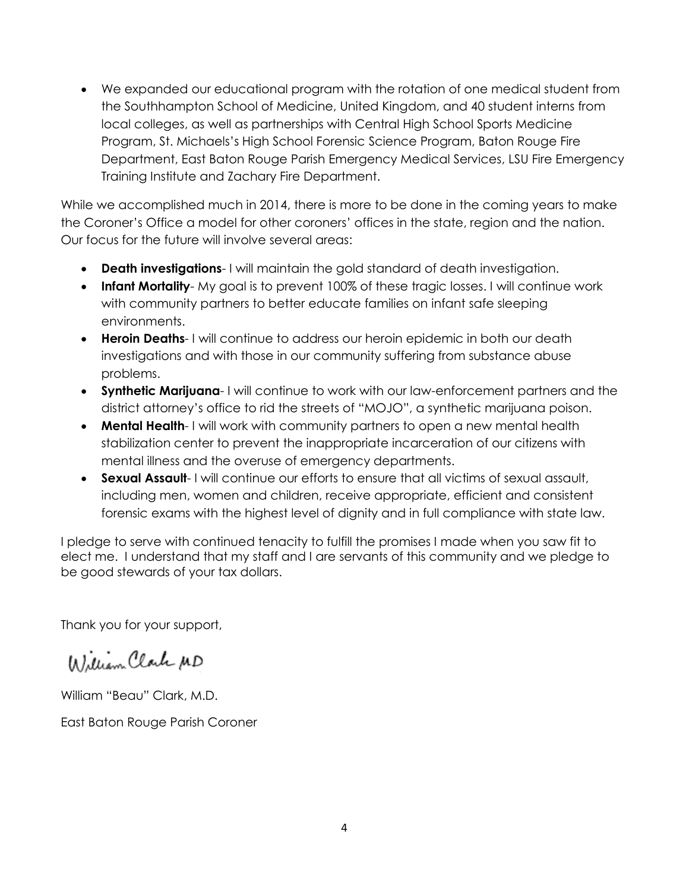- We expanded our educational program with the rotation of one medical student from the Southhampton School of Medicine, United Kingdom, and 40 student interns from local colleges, as well as partnerships with Central High School Sports Medicine Program, St. Michaels's High School Forensic Science Program, Baton Rouge Fire Department, East Baton Rouge Parish Emergency Medical Services, LSU Fire Emergency Training Institute and Zachary Fire Department.

While we accomplished much in 2014, there is more to be done in the coming years to make the Coroner's Office a model for other coroners' offices in the state, region and the nation. Our focus for the future will involve several areas:

- **Death investigations**- I will maintain the gold standard of death investigation.
- **Infant Mortality**- My goal is to prevent 100% of these tragic losses. I will continue work with community partners to better educate families on infant safe sleeping environments.
- **Heroin Deaths**- I will continue to address our heroin epidemic in both our death investigations and with those in our community suffering from substance abuse problems.
- **Synthetic Marijuana**- I will continue to work with our law-enforcement partners and the district attorney's office to rid the streets of "MOJO", a synthetic marijuana poison.
- **Mental Health**- I will work with community partners to open a new mental health stabilization center to prevent the inappropriate incarceration of our citizens with mental illness and the overuse of emergency departments.
- **Sexual Assault**- I will continue our efforts to ensure that all victims of sexual assault, including men, women and children, receive appropriate, efficient and consistent forensic exams with the highest level of dignity and in full compliance with state law.

I pledge to serve with continued tenacity to fulfill the promises I made when you saw fit to elect me. I understand that my staff and I are servants of this community and we pledge to be good stewards of your tax dollars.

Thank you for your support,

William Clark MD

William "Beau" Clark, M.D.

East Baton Rouge Parish Coroner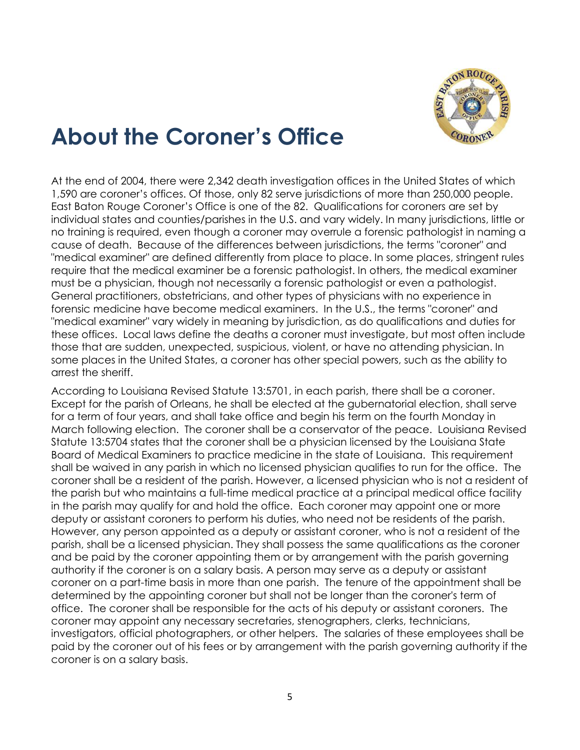# About the Coroner's Office

At the end of 2004, there were 2,342 death investigation offices in the United States of which 1,590 are coroner's offices. Of those, only 82 serve jurisdictions of more than 250,000 people. East Baton Rouge Coroner's Office is one of the 82. Qualifications for coroners are set by individual states and counties/parishes in the U.S. and vary widely. In many jurisdictions, little or no training is required, even though a coroner may overrule a forensic pathologist in naming a cause of death. Because of the differences between jurisdictions, the terms "coroner" and "medical examiner" are defined differently from place to place. In some places, stringent rules require that the medical examiner be a forensic pathologist. In others, the medical examiner must be a physician, though not necessarily a forensic pathologist or even a pathologist. General practitioners, obstetricians, and other types of physicians with no experience in forensic medicine have become medical examiners. In the U.S., the terms "coroner" and "medical examiner" vary widely in meaning by jurisdiction, as do qualifications and duties for these offices. Local laws define the deaths a coroner must investigate, but most often include those that are sudden, unexpected, suspicious, violent, or have no attending physician. In some places in the United States, a coroner has other special powers, such as the ability to arrest the sheriff.

According to Louisiana Revised Statute 13:5701, in each parish, there shall be a coroner. Except for the parish of Orleans, he shall be elected at the gubernatorial election, shall serve for a term of four years, and shall take office and begin his term on the fourth Monday in March following election. The coroner shall be a conservator of the peace. Louisiana Revised Statute 13:5704 states that the coroner shall be a physician licensed by the Louisiana State Board of Medical Examiners to practice medicine in the state of Louisiana. This requirement shall be waived in any parish in which no licensed physician qualifies to run for the office. The coroner shall be a resident of the parish. However, a licensed physician who is not a resident of the parish but who maintains a full-time medical practice at a principal medical office facility in the parish may qualify for and hold the office. Each coroner may appoint one or more deputy or assistant coroners to perform his duties, who need not be residents of the parish. However, any person appointed as a deputy or assistant coroner, who is not a resident of the parish, shall be a licensed physician. They shall possess the same qualifications as the coroner and be paid by the coroner appointing them or by arrangement with the parish governing authority if the coroner is on a salary basis. A person may serve as a deputy or assistant coroner on a part-time basis in more than one parish. The tenure of the appointment shall be determined by the appointing coroner but shall not be longer than the coroner's term of office. The coroner shall be responsible for the acts of his deputy or assistant coroners. The coroner may appoint any necessary secretaries, stenographers, clerks, technicians, investigators, official photographers, or other helpers. The salaries of these employees shall be paid by the coroner out of his fees or by arrangement with the parish governing authority if the coroner is on a salary basis.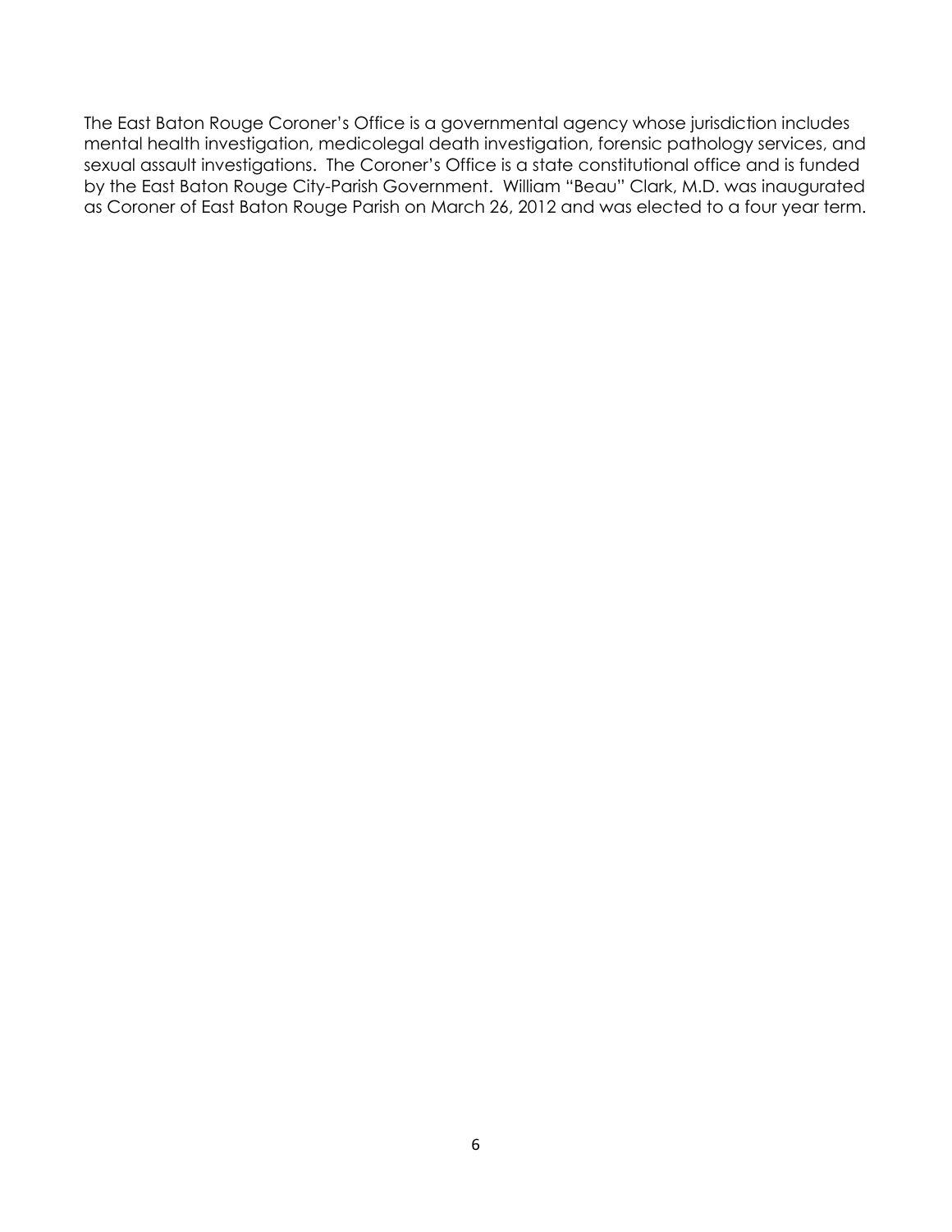The East Baton Rouge Coroner's Office is a governmental agency whose jurisdiction includes mental health investigation, medicolegal death investigation, forensic pathology services, and sexual assault investigations. The Coroner's Office is a state constitutional office and is funded by the East Baton Rouge City-Parish Government. William "Beau" Clark, M.D. was inaugurated as Coroner of East Baton Rouge Parish on March 26, 2012 and was elected to a four year term.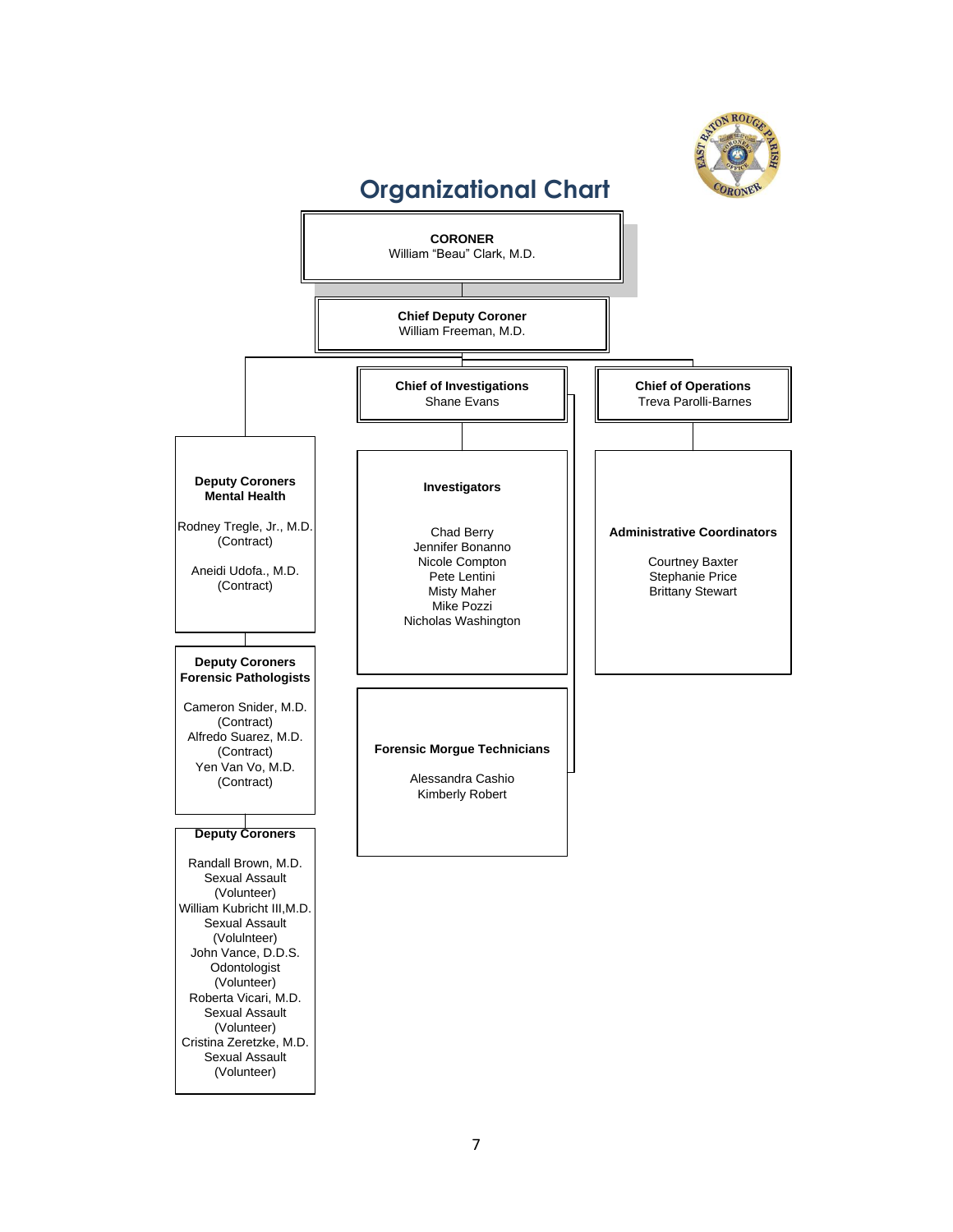# Organizational Chart

**CORONER**
William "Beau" Clark, M.D.

**Chief Deputy Coroner**
William Freeman, M.D.

**Chief of Investigations**
Shane Evans

**Chief of Operations**
Treva Parolli-Barnes

**Deputy Coroners Mental Health**

Rodney Tregle, Jr., M.D.
(Contract)

Aneidi Udofa., M.D.
(Contract)

**Investigators**

Chad Berry
Jennifer Bonanno
Nicole Compton
Pete Lentini
Misty Maher
Mike Pozzi
Nicholas Washington

**Administrative Coordinators**

Courtney Baxter
Stephanie Price
Brittany Stewart

**Deputy Coroners Forensic Pathologists**

Cameron Snider, M.D.
(Contract)
Alfredo Suarez, M.D.
(Contract)
Yen Van Vo, M.D.
(Contract)

**Forensic Morgue Technicians**

Alessandra Cashio
Kimberly Robert

**Deputy Coroners**

Randall Brown, M.D.
Sexual Assault
(Volunteer)
William Kubricht III,M.D.
Sexual Assault
(Volulnteer)
John Vance, D.D.S.
Odontologist
(Volunteer)
Roberta Vicari, M.D.
Sexual Assault
(Volunteer)
Cristina Zeretzke, M.D.
Sexual Assault
(Volunteer)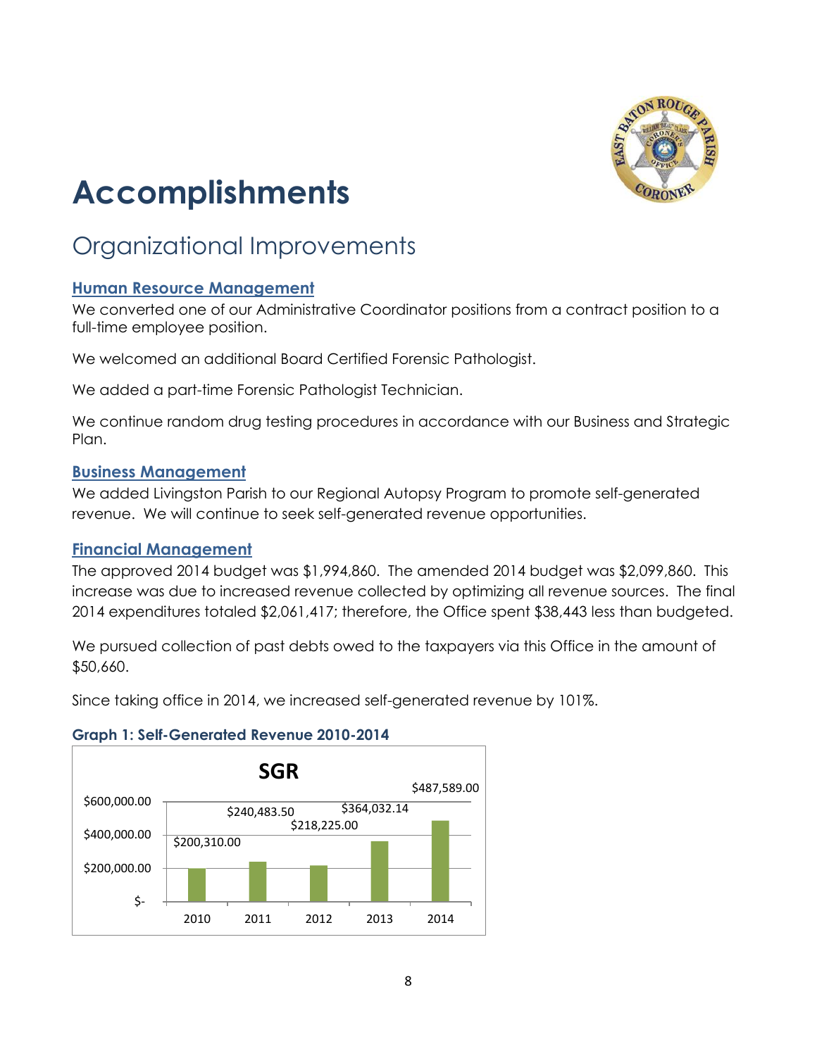# Accomplishments

## Organizational Improvements

### Human Resource Management

We converted one of our Administrative Coordinator positions from a contract position to a full-time employee position.

We welcomed an additional Board Certified Forensic Pathologist.

We added a part-time Forensic Pathologist Technician.

We continue random drug testing procedures in accordance with our Business and Strategic Plan.

### Business Management

We added Livingston Parish to our Regional Autopsy Program to promote self-generated revenue. We will continue to seek self-generated revenue opportunities.

### Financial Management

The approved 2014 budget was $1,994,860. The amended 2014 budget was $2,099,860. This increase was due to increased revenue collected by optimizing all revenue sources. The final 2014 expenditures totaled $2,061,417; therefore, the Office spent $38,443 less than budgeted.

We pursued collection of past debts owed to the taxpayers via this Office in the amount of $50,660.

Since taking office in 2014, we increased self-generated revenue by 101%.

**Graph 1: Self-Generated Revenue 2010-2014**

SGR

| Year | SGR |
|---|---|
| 2010 | $200,310.00 |
| 2011 | $240,483.50 |
| 2012 | $218,225.00 |
| 2013 | $364,032.14 |
| 2014 | $487,589.00 |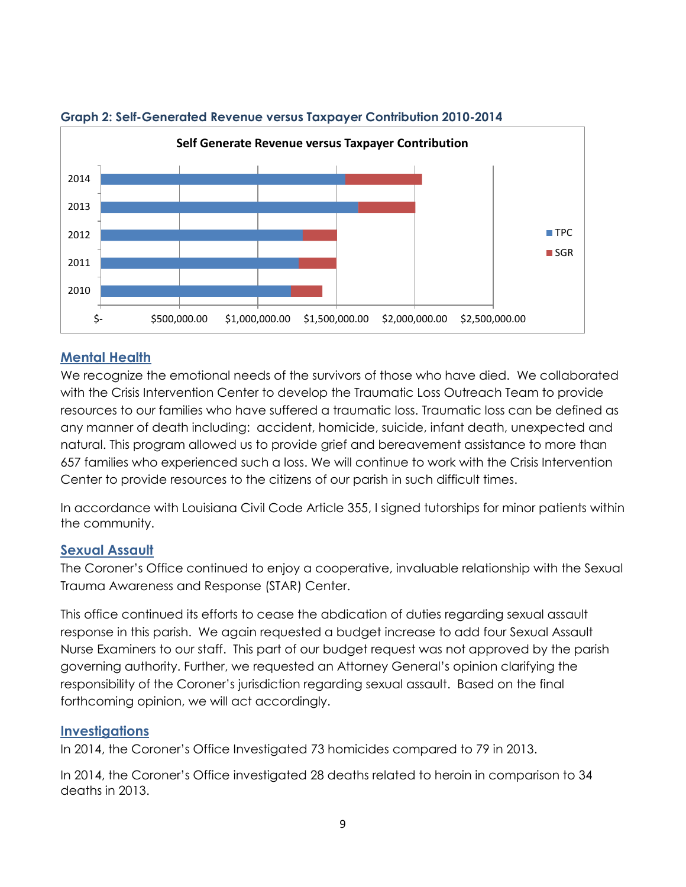**Graph 2: Self-Generated Revenue versus Taxpayer Contribution 2010-2014**

Self Generate Revenue versus Taxpayer Contribution

2014
2013
2012
2011
2010

$- $500,000.00 $1,000,000.00 $1,500,000.00 $2,000,000.00 $2,500,000.00

TPC
SGR

## Mental Health

We recognize the emotional needs of the survivors of those who have died. We collaborated with the Crisis Intervention Center to develop the Traumatic Loss Outreach Team to provide resources to our families who have suffered a traumatic loss. Traumatic loss can be defined as any manner of death including: accident, homicide, suicide, infant death, unexpected and natural. This program allowed us to provide grief and bereavement assistance to more than 657 families who experienced such a loss. We will continue to work with the Crisis Intervention Center to provide resources to the citizens of our parish in such difficult times.

In accordance with Louisiana Civil Code Article 355, I signed tutorships for minor patients within the community.

## Sexual Assault

The Coroner's Office continued to enjoy a cooperative, invaluable relationship with the Sexual Trauma Awareness and Response (STAR) Center.

This office continued its efforts to cease the abdication of duties regarding sexual assault response in this parish. We again requested a budget increase to add four Sexual Assault Nurse Examiners to our staff. This part of our budget request was not approved by the parish governing authority. Further, we requested an Attorney General's opinion clarifying the responsibility of the Coroner's jurisdiction regarding sexual assault. Based on the final forthcoming opinion, we will act accordingly.

## Investigations

In 2014, the Coroner's Office Investigated 73 homicides compared to 79 in 2013.

In 2014, the Coroner's Office investigated 28 deaths related to heroin in comparison to 34 deaths in 2013.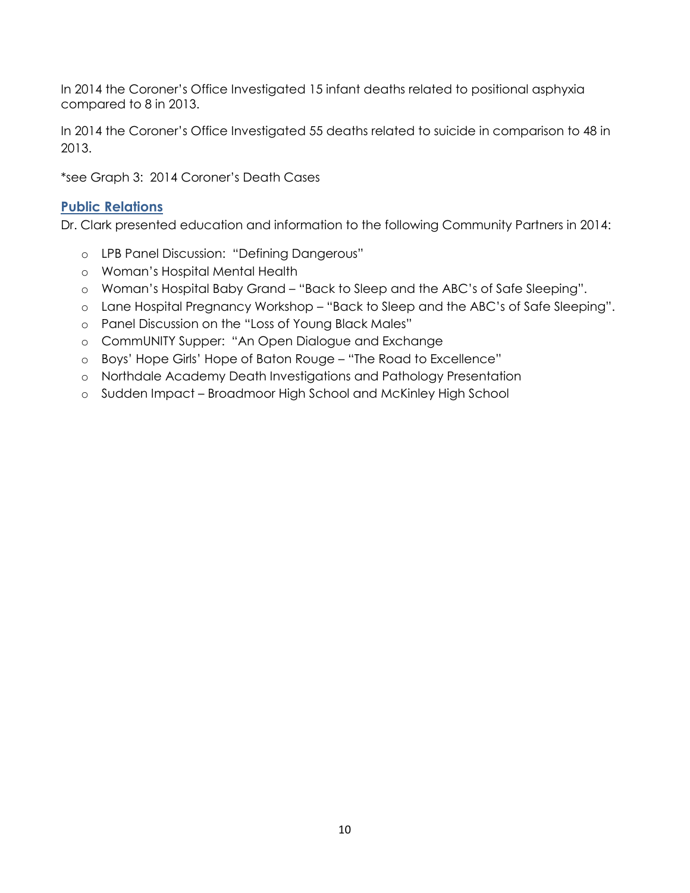In 2014 the Coroner's Office Investigated 15 infant deaths related to positional asphyxia compared to 8 in 2013.

In 2014 the Coroner's Office Investigated 55 deaths related to suicide in comparison to 48 in 2013.

*see Graph 3: 2014 Coroner's Death Cases

## Public Relations

Dr. Clark presented education and information to the following Community Partners in 2014:

- LPB Panel Discussion: "Defining Dangerous"
- Woman's Hospital Mental Health
- Woman's Hospital Baby Grand – "Back to Sleep and the ABC's of Safe Sleeping".
- Lane Hospital Pregnancy Workshop – "Back to Sleep and the ABC's of Safe Sleeping".
- Panel Discussion on the "Loss of Young Black Males"
- CommUNITY Supper: "An Open Dialogue and Exchange
- Boys' Hope Girls' Hope of Baton Rouge – "The Road to Excellence"
- Northdale Academy Death Investigations and Pathology Presentation
- Sudden Impact – Broadmoor High School and McKinley High School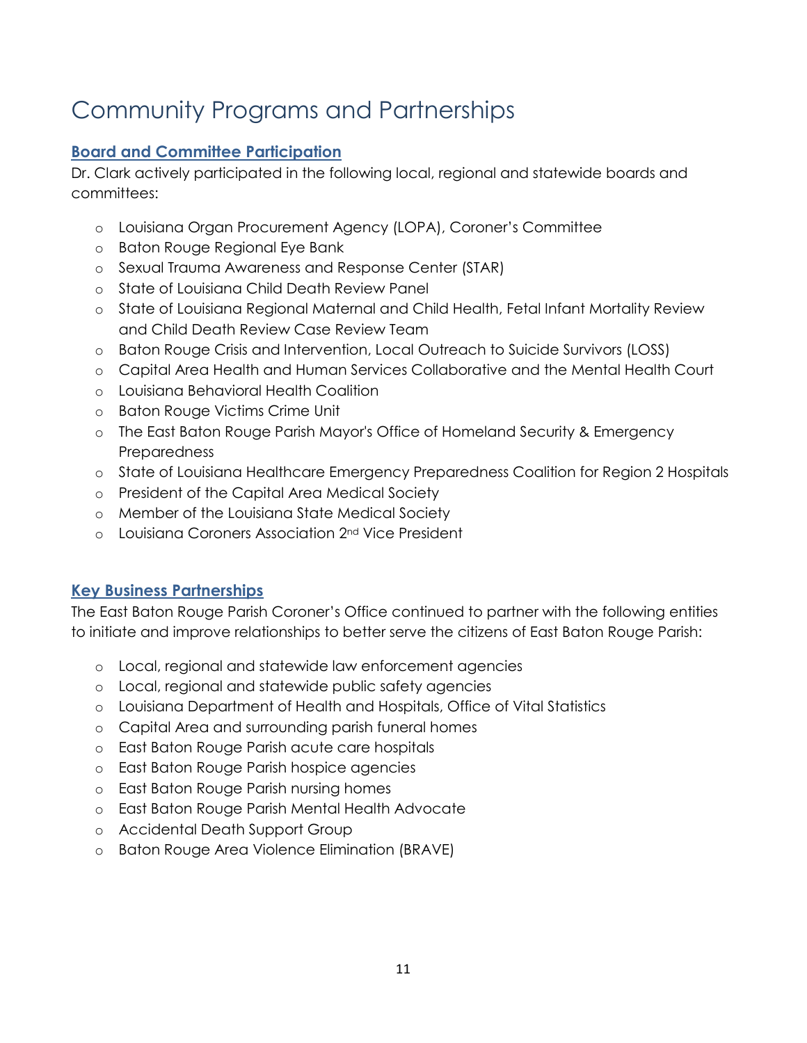# Community Programs and Partnerships

## Board and Committee Participation

Dr. Clark actively participated in the following local, regional and statewide boards and committees:

- Louisiana Organ Procurement Agency (LOPA), Coroner's Committee
- Baton Rouge Regional Eye Bank
- Sexual Trauma Awareness and Response Center (STAR)
- State of Louisiana Child Death Review Panel
- State of Louisiana Regional Maternal and Child Health, Fetal Infant Mortality Review and Child Death Review Case Review Team
- Baton Rouge Crisis and Intervention, Local Outreach to Suicide Survivors (LOSS)
- Capital Area Health and Human Services Collaborative and the Mental Health Court
- Louisiana Behavioral Health Coalition
- Baton Rouge Victims Crime Unit
- The East Baton Rouge Parish Mayor's Office of Homeland Security & Emergency Preparedness
- State of Louisiana Healthcare Emergency Preparedness Coalition for Region 2 Hospitals
- President of the Capital Area Medical Society
- Member of the Louisiana State Medical Society
- Louisiana Coroners Association 2nd Vice President

## Key Business Partnerships

The East Baton Rouge Parish Coroner's Office continued to partner with the following entities to initiate and improve relationships to better serve the citizens of East Baton Rouge Parish:

- Local, regional and statewide law enforcement agencies
- Local, regional and statewide public safety agencies
- Louisiana Department of Health and Hospitals, Office of Vital Statistics
- Capital Area and surrounding parish funeral homes
- East Baton Rouge Parish acute care hospitals
- East Baton Rouge Parish hospice agencies
- East Baton Rouge Parish nursing homes
- East Baton Rouge Parish Mental Health Advocate
- Accidental Death Support Group
- Baton Rouge Area Violence Elimination (BRAVE)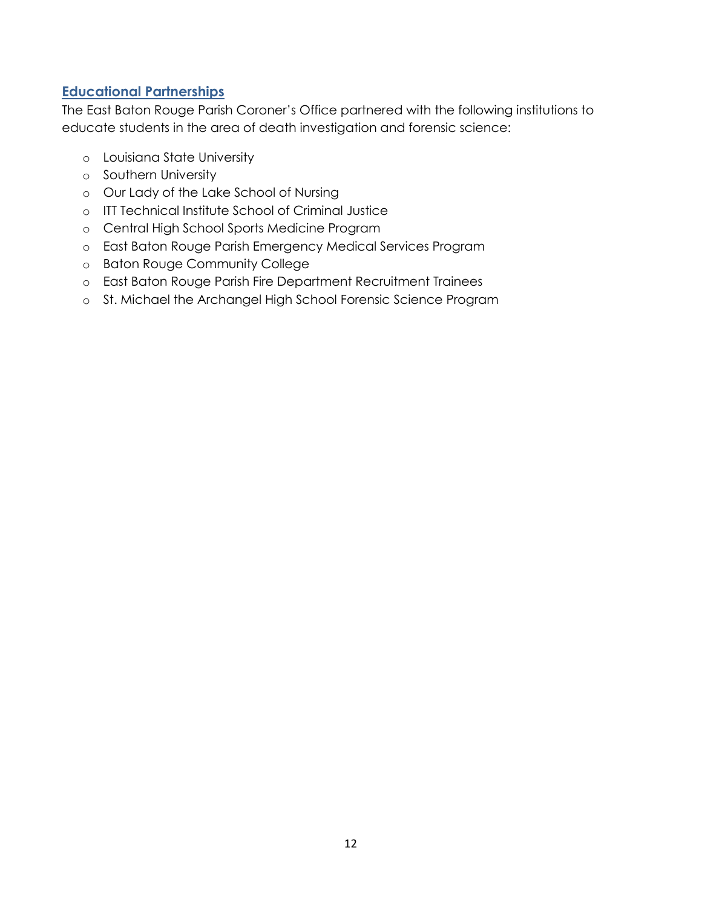## Educational Partnerships

The East Baton Rouge Parish Coroner's Office partnered with the following institutions to educate students in the area of death investigation and forensic science:

- Louisiana State University
- Southern University
- Our Lady of the Lake School of Nursing
- ITT Technical Institute School of Criminal Justice
- Central High School Sports Medicine Program
- East Baton Rouge Parish Emergency Medical Services Program
- Baton Rouge Community College
- East Baton Rouge Parish Fire Department Recruitment Trainees
- St. Michael the Archangel High School Forensic Science Program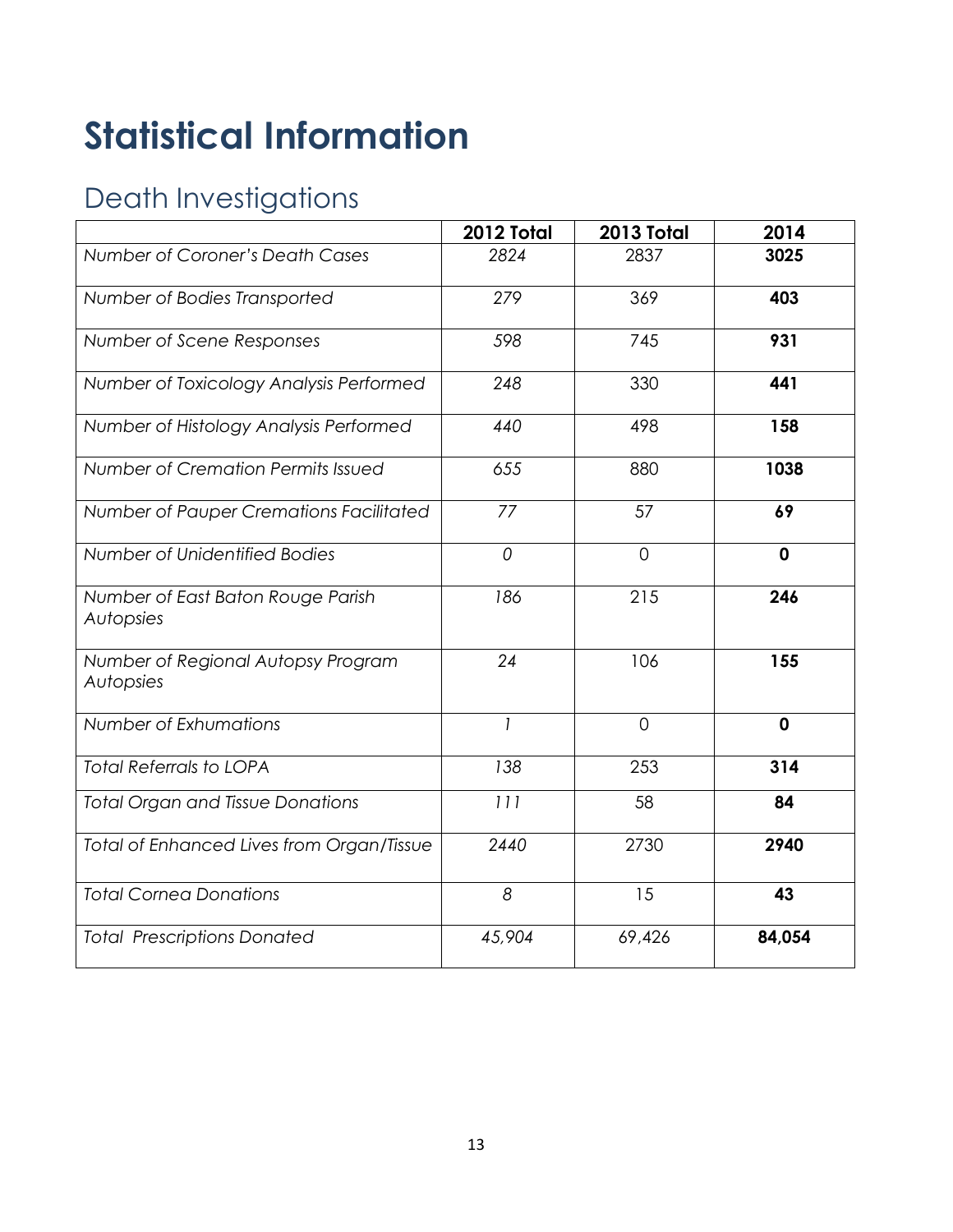# Statistical Information

## Death Investigations

| | 2012 Total | 2013 Total | 2014 |
|---|---|---|---|
| *Number of Coroner's Death Cases* | *2824* | 2837 | **3025** |
| *Number of Bodies Transported* | *279* | 369 | **403** |
| *Number of Scene Responses* | *598* | 745 | **931** |
| *Number of Toxicology Analysis Performed* | *248* | 330 | **441** |
| *Number of Histology Analysis Performed* | *440* | 498 | **158** |
| *Number of Cremation Permits Issued* | *655* | 880 | **1038** |
| *Number of Pauper Cremations Facilitated* | *77* | 57 | **69** |
| *Number of Unidentified Bodies* | *0* | 0 | **0** |
| *Number of East Baton Rouge Parish Autopsies* | *186* | 215 | **246** |
| *Number of Regional Autopsy Program Autopsies* | *24* | 106 | **155** |
| *Number of Exhumations* | *1* | 0 | **0** |
| *Total Referrals to LOPA* | *138* | 253 | **314** |
| *Total Organ and Tissue Donations* | *111* | 58 | **84** |
| *Total of Enhanced Lives from Organ/Tissue* | *2440* | 2730 | **2940** |
| *Total Cornea Donations* | *8* | 15 | **43** |
| *Total Prescriptions Donated* | *45,904* | 69,426 | **84,054** |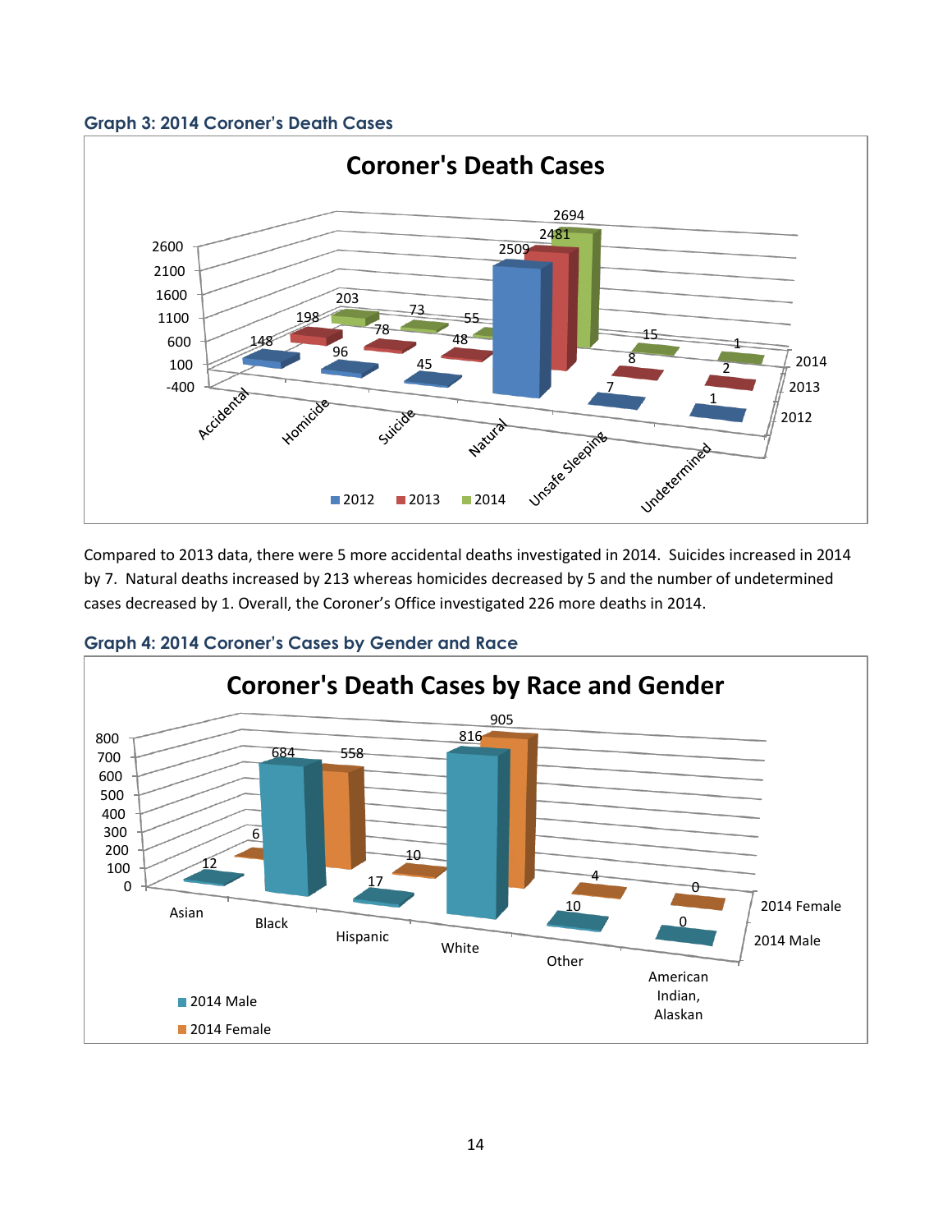### Graph 3: 2014 Coroner's Death Cases

**Coroner's Death Cases**

| | Accidental | Homicide | Suicide | Natural | Unsafe Sleeping | Undetermined |
|---|---|---|---|---|---|---|
| 2012 | 148 | 96 | 45 | 2509 | 7 | 1 |
| 2013 | 198 | 78 | 48 | 2481 | 8 | 2 |
| 2014 | 203 | 73 | 55 | 2694 | 15 | 1 |

Compared to 2013 data, there were 5 more accidental deaths investigated in 2014. Suicides increased in 2014 by 7. Natural deaths increased by 213 whereas homicides decreased by 5 and the number of undetermined cases decreased by 1. Overall, the Coroner's Office investigated 226 more deaths in 2014.

### Graph 4: 2014 Coroner's Cases by Gender and Race

**Coroner's Death Cases by Race and Gender**

| | Asian | Black | Hispanic | White | Other | American Indian, Alaskan |
|---|---|---|---|---|---|---|
| 2014 Male | 12 | 684 | 17 | 816 | 10 | 0 |
| 2014 Female | 6 | 558 | 10 | 905 | 4 | 0 |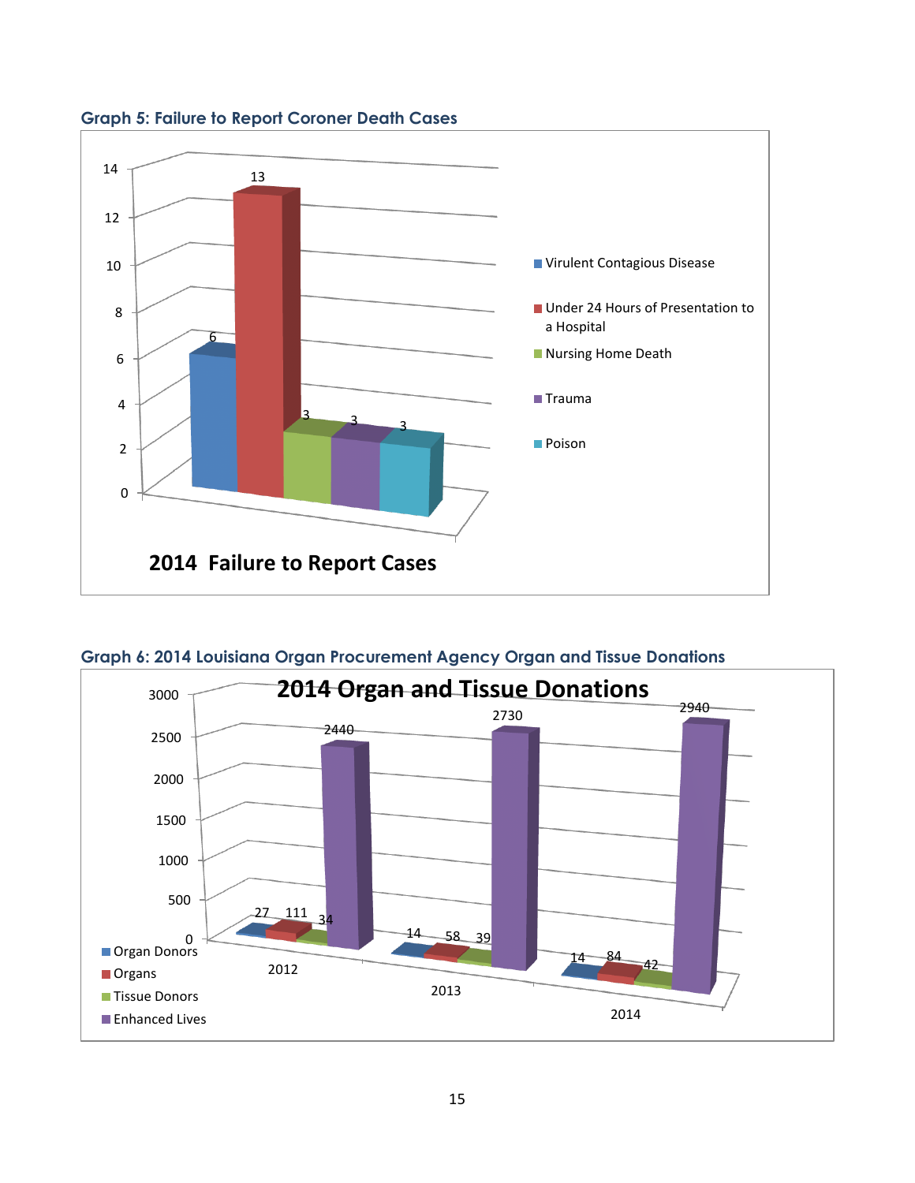### Graph 5: Failure to Report Coroner Death Cases

**2014 Failure to Report Cases**

| Category | Cases |
| --- | --- |
| Virulent Contagious Disease | 6 |
| Under 24 Hours of Presentation to a Hospital | 13 |
| Nursing Home Death | 3 |
| Trauma | 3 |
| Poison | 3 |

### Graph 6: 2014 Louisiana Organ Procurement Agency Organ and Tissue Donations

**2014 Organ and Tissue Donations**

| Year | Organ Donors | Organs | Tissue Donors | Enhanced Lives |
| --- | --- | --- | --- | --- |
| 2012 | 27 | 111 | 34 | 2440 |
| 2013 | 14 | 58 | 39 | 2730 |
| 2014 | 14 | 84 | 42 | 2940 |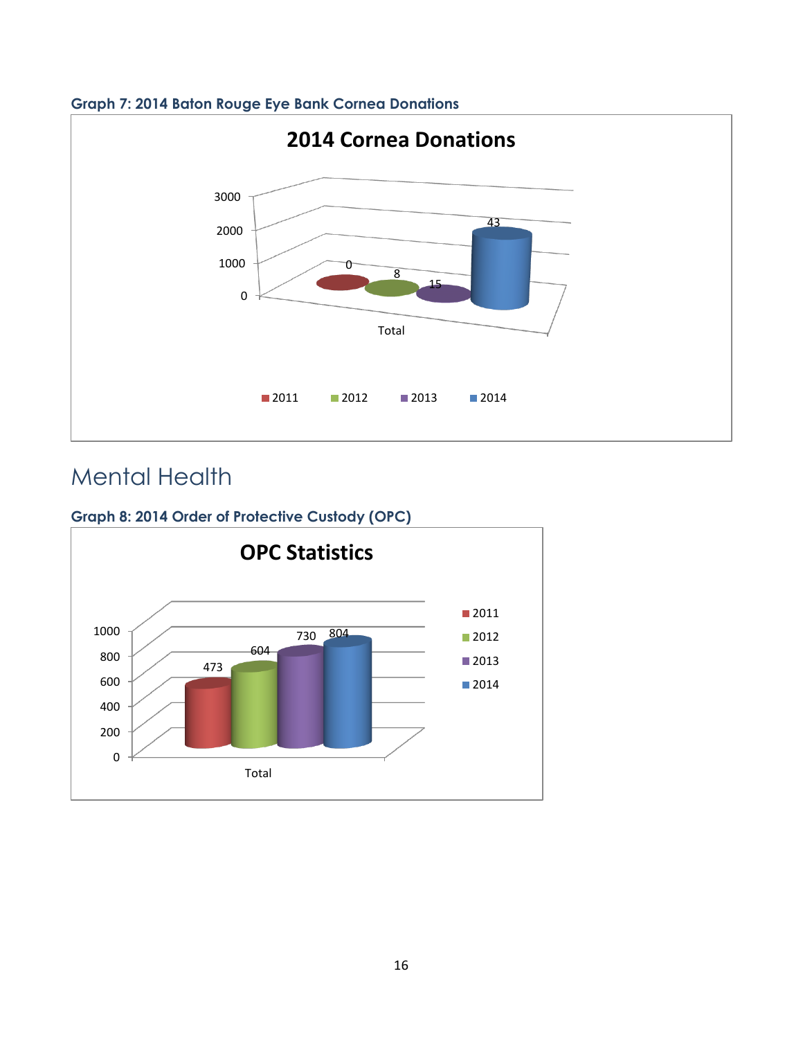**Graph 7: 2014 Baton Rouge Eye Bank Cornea Donations**

**2014 Cornea Donations**

| | 2011 | 2012 | 2013 | 2014 |
|---|---|---|---|---|
| Total | 0 | 8 | 15 | 43 |

# Mental Health

**Graph 8: 2014 Order of Protective Custody (OPC)**

**OPC Statistics**

| | 2011 | 2012 | 2013 | 2014 |
|---|---|---|---|---|
| Total | 473 | 604 | 730 | 804 |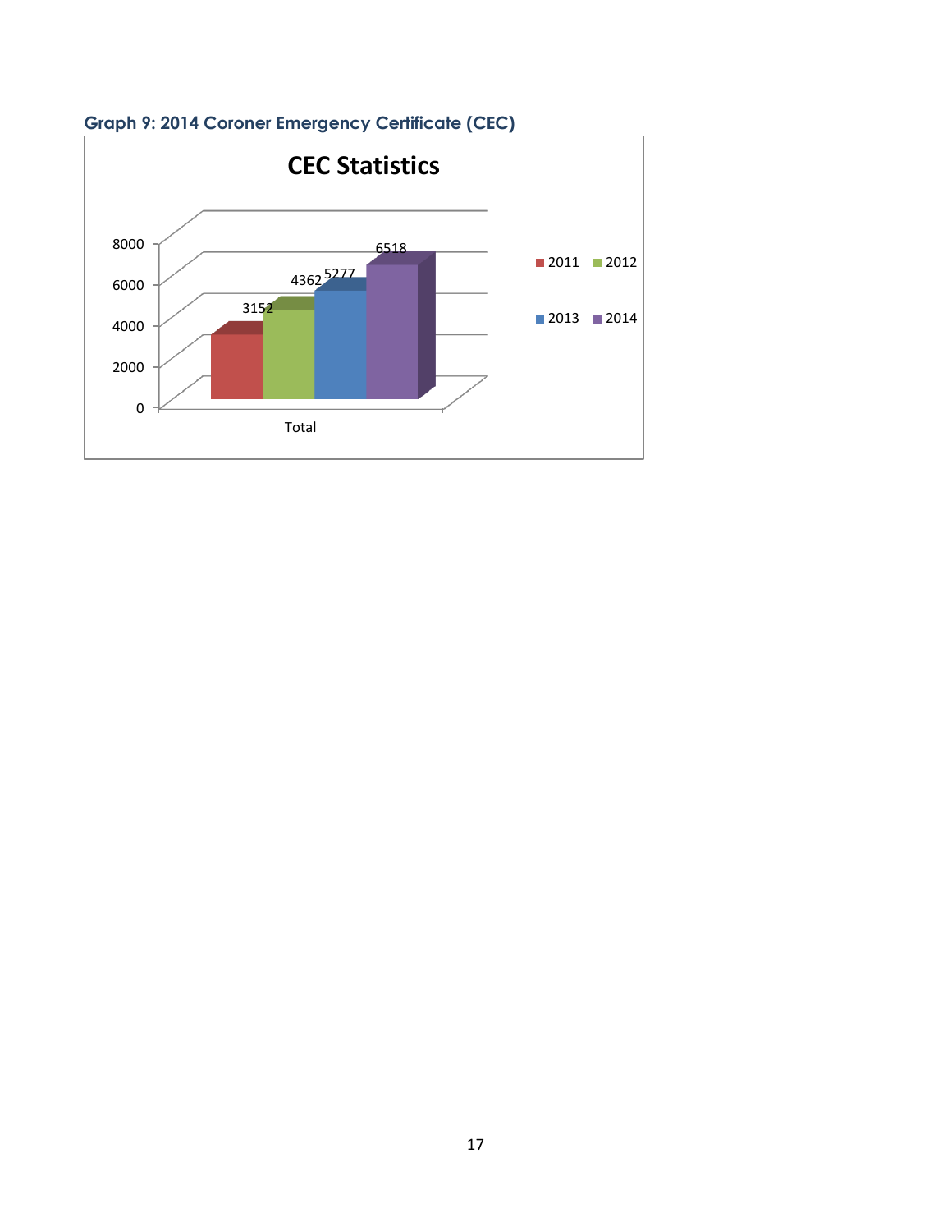**Graph 9: 2014 Coroner Emergency Certificate (CEC)**

CEC Statistics

8000
6000
4000
2000
0

3152
4362
5277
6518

Total

2011
2012
2013
2014